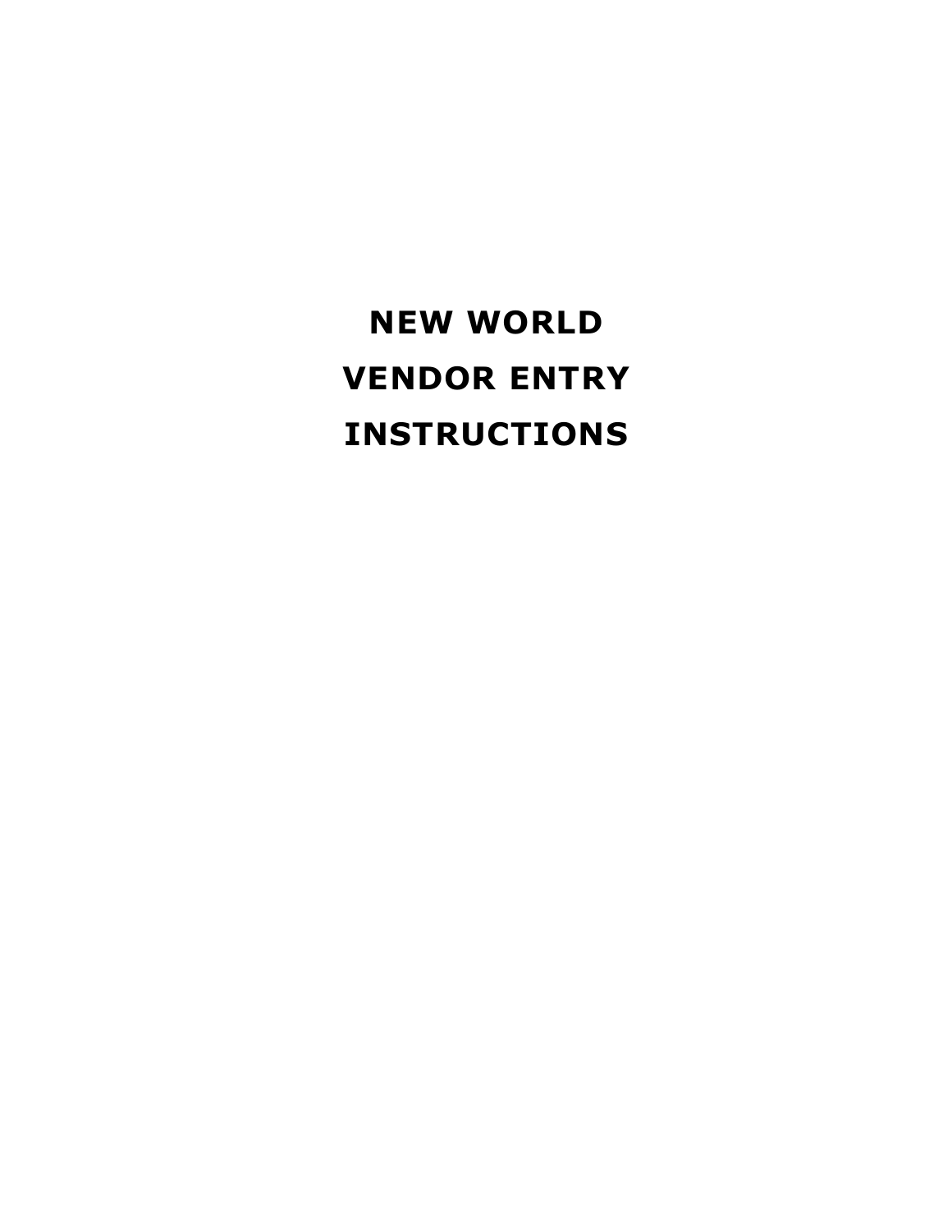# NEW WORLD
# VENDOR ENTRY
# INSTRUCTIONS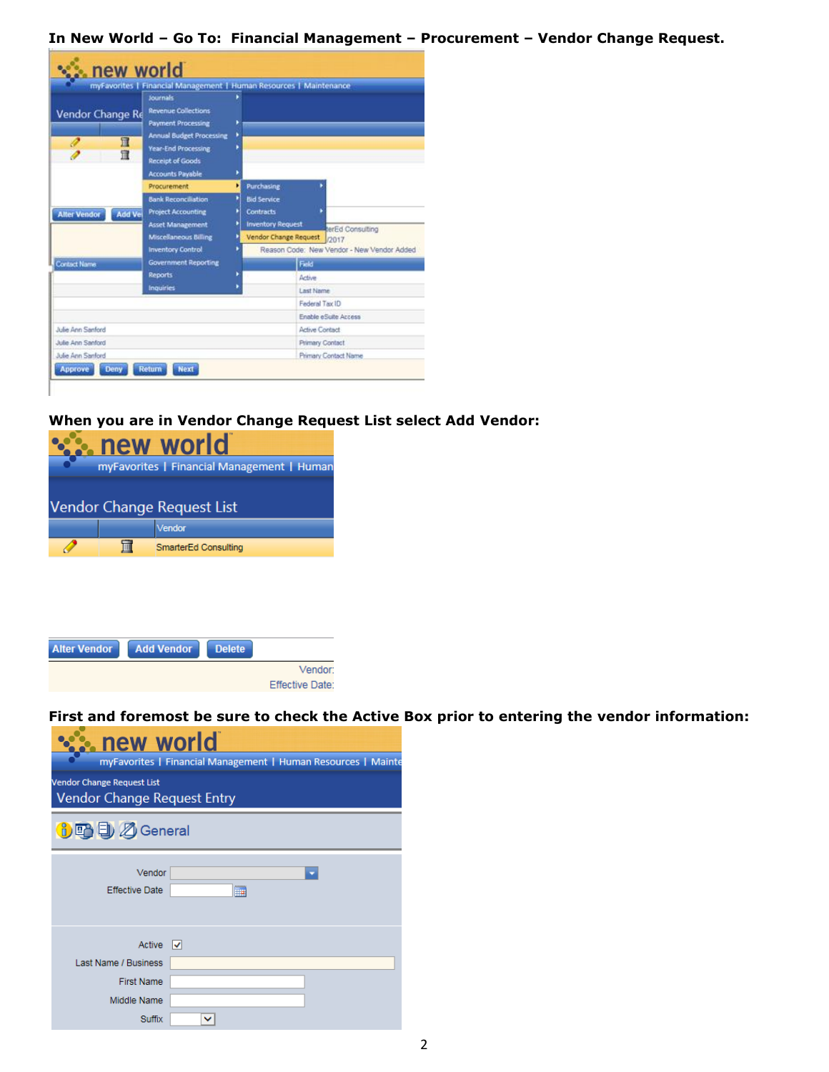**In New World – Go To: Financial Management – Procurement – Vendor Change Request.**

**When you are in Vendor Change Request List select Add Vendor:**

**First and foremost be sure to check the Active Box prior to entering the vendor information:**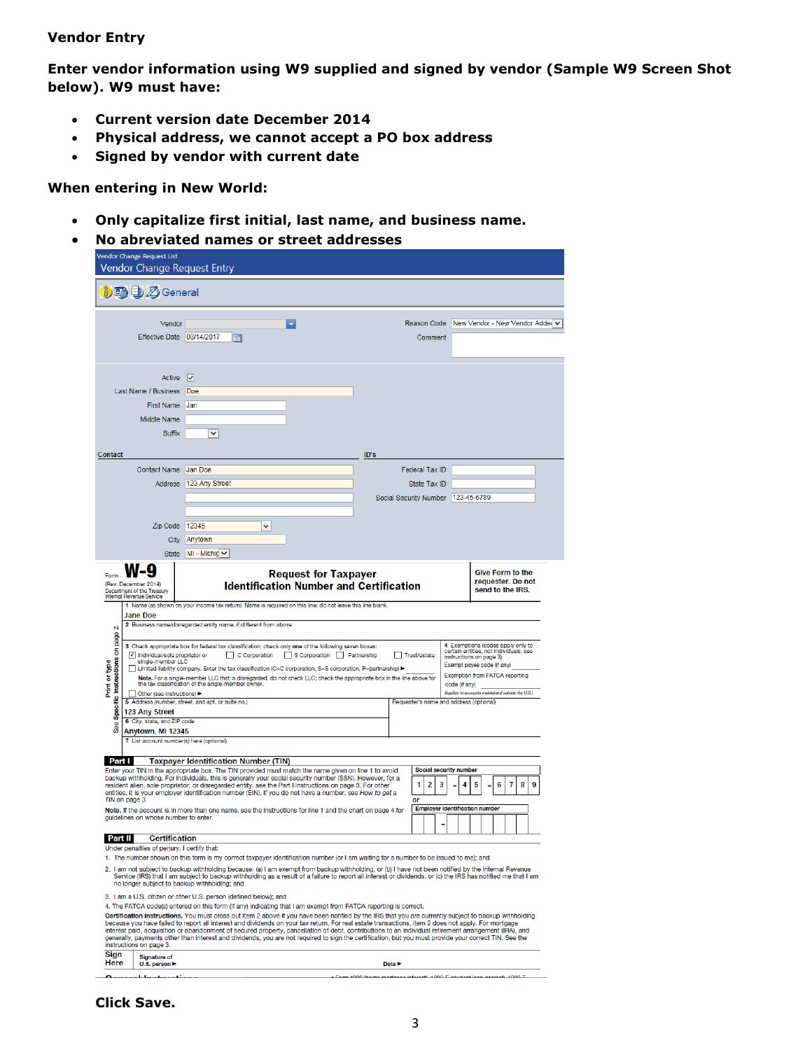**Vendor Entry**

**Enter vendor information using W9 supplied and signed by vendor (Sample W9 Screen Shot below). W9 must have:**

- **Current version date December 2014**
- **Physical address, we cannot accept a PO box address**
- **Signed by vendor with current date**

**When entering in New World:**

- **Only capitalize first initial, last name, and business name.**
- **No abreviated names or street addresses**

Vendor Change Request List

Vendor Change Request Entry

General

| | | | |
|---|---|---|---|
| Vendor | | Reason Code | New Vendor - New Vendor Adde |
| Effective Date | 08/14/2017 | Comment | |
| Active | ☑ | | |
| Last Name / Business | Doe | | |
| First Name | Jan | | |
| Middle Name | | | |
| Suffix | | | |

**Contact**

| | |
|---|---|
| Contact Name | Jan Doe |
| Address | 123 Any Street |
| Zip Code | 12345 |
| City | Anytown |
| State | MI - Michig |

**ID's**

| | |
|---|---|
| Federal Tax ID | |
| State Tax ID | |
| Social Security Number | 123-45-6789 |

Form **W-9** (Rev. December 2014) Department of the Treasury Internal Revenue Service

**Request for Taxpayer Identification Number and Certification**

**Give Form to the requester. Do not send to the IRS.**

1 Name (as shown on your income tax return). Name is required on this line; do not leave this line blank.
Jane Doe

2 Business name/disregarded entity name, if different from above

3 Check appropriate box for federal tax classification; check only **one** of the following seven boxes:
☑ Individual/sole proprietor or single-member LLC ☐ C Corporation ☐ S Corporation ☐ Partnership ☐ Trust/estate
☐ Limited liability company. Enter the tax classification (C=C corporation, S=S corporation, P=partnership) ▶
**Note.** For a single-member LLC that is disregarded, do not check LLC; check the appropriate box in the line above for the tax classification of the single-member owner.
☐ Other (see instructions) ▶

4 Exemptions (codes apply only to certain entities, not individuals; see instructions on page 3):
Exempt payee code (if any)
Exemption from FATCA reporting code (if any)
(Applies to accounts maintained outside the U.S.)

5 Address (number, street, and apt. or suite no.)
123 Any Street

Requester's name and address (optional)

6 City, state, and ZIP code
Anytown, MI 12345

7 List account number(s) here (optional)

**Part I Taxpayer Identification Number (TIN)**

Enter your TIN in the appropriate box. The TIN provided must match the name given on line 1 to avoid backup withholding. For individuals, this is generally your social security number (SSN). However, for a resident alien, sole proprietor, or disregarded entity, see the Part I instructions on page 3. For other entities, it is your employer identification number (EIN). If you do not have a number, see *How to get a TIN* on page 3.

**Note.** If the account is in more than one name, see the instructions for line 1 and the chart on page 4 for guidelines on whose number to enter.

Social security number: 1 2 3 – 4 5 – 6 7 8 9

or

Employer identification number: __ – _______

**Part II Certification**

Under penalties of perjury, I certify that:

1. The number shown on this form is my correct taxpayer identification number (or I am waiting for a number to be issued to me); and
2. I am not subject to backup withholding because: (a) I am exempt from backup withholding, or (b) I have not been notified by the Internal Revenue Service (IRS) that I am subject to backup withholding as a result of a failure to report all interest or dividends, or (c) the IRS has notified me that I am no longer subject to backup withholding; and
3. I am a U.S. citizen or other U.S. person (defined below); and
4. The FATCA code(s) entered on this form (if any) indicating that I am exempt from FATCA reporting is correct.

**Certification instructions.** You must cross out item 2 above if you have been notified by the IRS that you are currently subject to backup withholding because you have failed to report all interest and dividends on your tax return. For real estate transactions, item 2 does not apply. For mortgage interest paid, acquisition or abandonment of secured property, cancellation of debt, contributions to an individual retirement arrangement (IRA), and generally, payments other than interest and dividends, you are not required to sign the certification, but you must provide your correct TIN. See the instructions on page 3.

**Sign Here** Signature of U.S. person ▶ Date ▶

**Click Save.**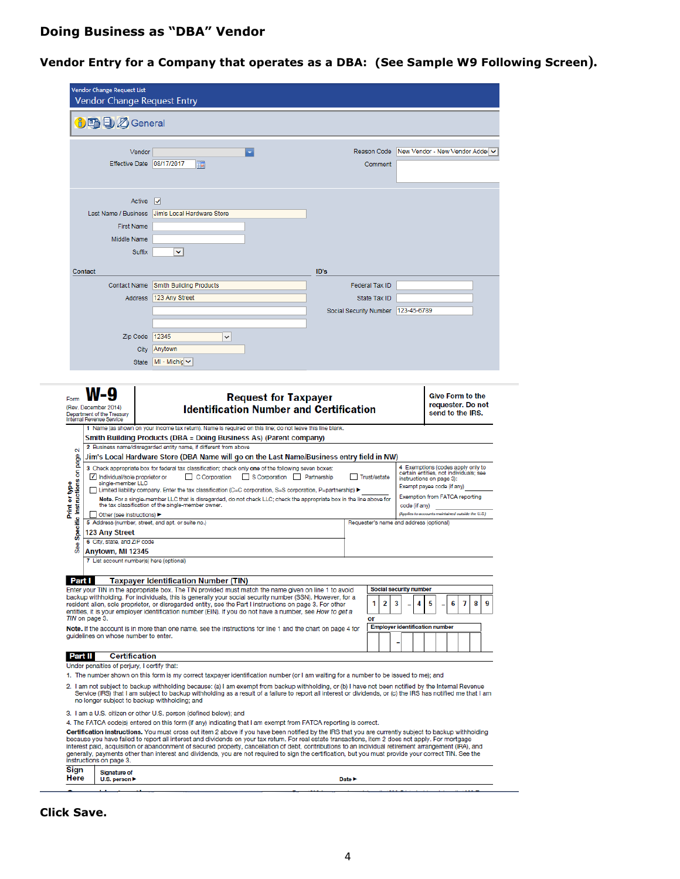## Doing Business as "DBA" Vendor

### Vendor Entry for a Company that operates as a DBA: (See Sample W9 Following Screen).

Vendor Change Request List

Vendor Change Request Entry

General

| | | | |
|---|---|---|---|
| Vendor | | Reason Code | New Vendor - New Vendor Adde |
| Effective Date | 08/17/2017 | Comment | |

| | |
|---|---|
| Active | ☑ |
| Last Name / Business | Jim's Local Hardware Store |
| First Name | |
| Middle Name | |
| Suffix | |

**Contact**

| | |
|---|---|
| Contact Name | Smith Building Products |
| Address | 123 Any Street |
| Zip Code | 12345 |
| City | Anytown |
| State | MI - Michig |

**ID's**

| | |
|---|---|
| Federal Tax ID | |
| State Tax ID | |
| Social Security Number | 123-45-6789 |

Form **W-9** (Rev. December 2014) Department of the Treasury Internal Revenue Service

**Request for Taxpayer Identification Number and Certification**

**Give Form to the requester. Do not send to the IRS.**

1 Name (as shown on your income tax return). Name is required on this line; do not leave this line blank.

**Smith Building Products (DBA = Doing Business As) (Parent company)**

2 Business name/disregarded entity name, if different from above

**Jim's Local Hardware Store (DBA Name will go on the Last Name/Business entry field in NW)**

3 Check appropriate box for federal tax classification; check only **one** of the following seven boxes:

☑ Individual/sole proprietor or single-member LLC ☐ C Corporation ☐ S Corporation ☐ Partnership ☐ Trust/estate

☐ Limited liability company. Enter the tax classification (C=C corporation, S=S corporation, P=partnership) ▶

**Note.** For a single-member LLC that is disregarded, do not check LLC; check the appropriate box in the line above for the tax classification of the single-member owner.

☐ Other (see instructions) ▶

4 Exemptions (codes apply only to certain entities, not individuals; see instructions on page 3):

Exempt payee code (if any)

Exemption from FATCA reporting code (if any)

*(Applies to accounts maintained outside the U.S.)*

5 Address (number, street, and apt. or suite no.)

**123 Any Street**

Requester's name and address (optional)

6 City, state, and ZIP code

**Anytown, MI 12345**

7 List account number(s) here (optional)

**Part I Taxpayer Identification Number (TIN)**

Enter your TIN in the appropriate box. The TIN provided must match the name given on line 1 to avoid backup withholding. For individuals, this is generally your social security number (SSN). However, for a resident alien, sole proprietor, or disregarded entity, see the Part I instructions on page 3. For other entities, it is your employer identification number (EIN). If you do not have a number, see *How to get a TIN* on page 3.

**Note.** If the account is in more than one name, see the instructions for line 1 and the chart on page 4 for guidelines on whose number to enter.

**Social security number**

1 2 3 – 4 5 – 6 7 8 9

or

**Employer identification number**

–

**Part II Certification**

Under penalties of perjury, I certify that:

1. The number shown on this form is my correct taxpayer identification number (or I am waiting for a number to be issued to me); and
2. I am not subject to backup withholding because: (a) I am exempt from backup withholding, or (b) I have not been notified by the Internal Revenue Service (IRS) that I am subject to backup withholding as a result of a failure to report all interest or dividends, or (c) the IRS has notified me that I am no longer subject to backup withholding; and
3. I am a U.S. citizen or other U.S. person (defined below); and
4. The FATCA code(s) entered on this form (if any) indicating that I am exempt from FATCA reporting is correct.

**Certification instructions.** You must cross out item 2 above if you have been notified by the IRS that you are currently subject to backup withholding because you have failed to report all interest and dividends on your tax return. For real estate transactions, item 2 does not apply. For mortgage interest paid, acquisition or abandonment of secured property, cancellation of debt, contributions to an individual retirement arrangement (IRA), and generally, payments other than interest and dividends, you are not required to sign the certification, but you must provide your correct TIN. See the instructions on page 3.

**Sign Here** Signature of U.S. person ▶ Date ▶

**Click Save.**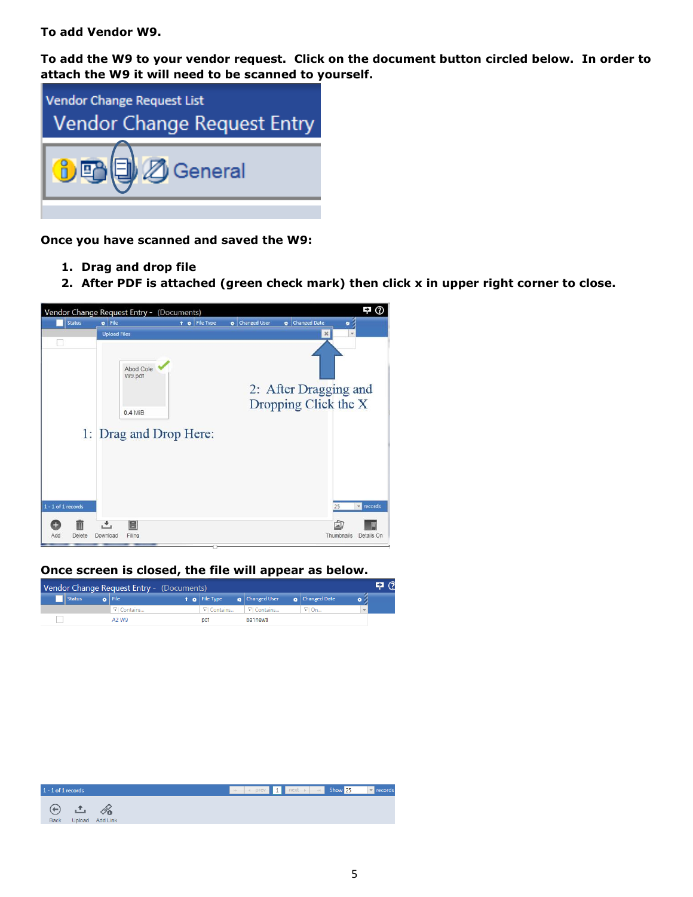**To add Vendor W9.**

**To add the W9 to your vendor request. Click on the document button circled below. In order to attach the W9 it will need to be scanned to yourself.**

**Once you have scanned and saved the W9:**

1. **Drag and drop file**
2. **After PDF is attached (green check mark) then click x in upper right corner to close.**

**Once screen is closed, the file will appear as below.**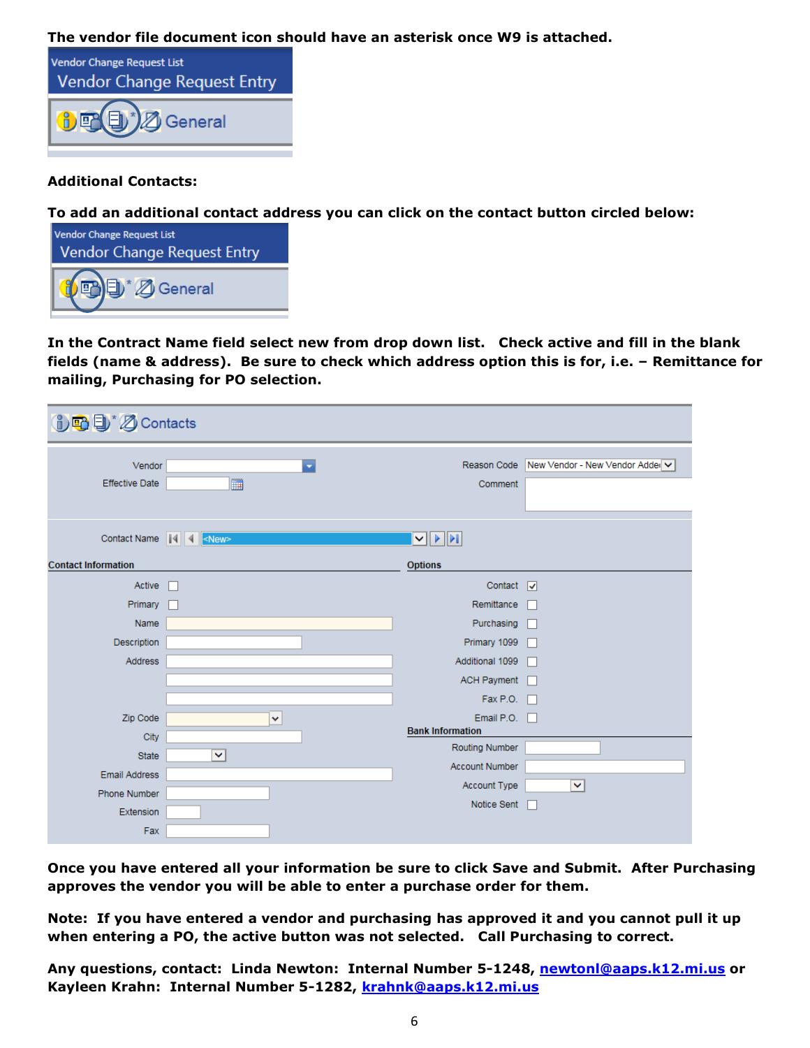**The vendor file document icon should have an asterisk once W9 is attached.**

Vendor Change Request List
Vendor Change Request Entry
General

**Additional Contacts:**

**To add an additional contact address you can click on the contact button circled below:**

Vendor Change Request List
Vendor Change Request Entry
General

**In the Contract Name field select new from drop down list. Check active and fill in the blank fields (name & address). Be sure to check which address option this is for, i.e. – Remittance for mailing, Purchasing for PO selection.**

Contacts

Vendor
Effective Date
Reason Code: New Vendor - New Vendor Added
Comment

Contact Name: <New>

Contact Information
Active
Primary
Name
Description
Address
Zip Code
City
State
Email Address
Phone Number
Extension
Fax

Options
Contact
Remittance
Purchasing
Primary 1099
Additional 1099
ACH Payment
Fax P.O.
Email P.O.

Bank Information
Routing Number
Account Number
Account Type
Notice Sent

**Once you have entered all your information be sure to click Save and Submit. After Purchasing approves the vendor you will be able to enter a purchase order for them.**

**Note: If you have entered a vendor and purchasing has approved it and you cannot pull it up when entering a PO, the active button was not selected. Call Purchasing to correct.**

**Any questions, contact: Linda Newton: Internal Number 5-1248, newtonl@aaps.k12.mi.us or Kayleen Krahn: Internal Number 5-1282, krahnk@aaps.k12.mi.us**